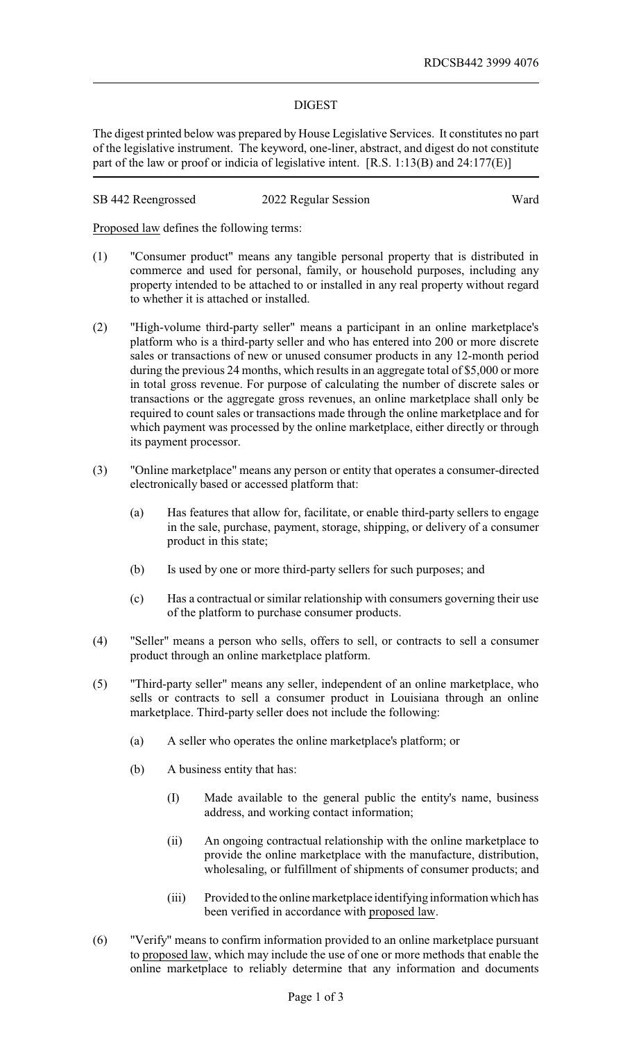RDCSB442 3999 4076

DIGEST

The digest printed below was prepared by House Legislative Services. It constitutes no part of the legislative instrument. The keyword, one-liner, abstract, and digest do not constitute part of the law or proof or indicia of legislative intent. [R.S. 1:13(B) and 24:177(E)]

| SB 442 Reengrossed | 2022 Regular Session | Ward |
|---|---|---|

Proposed law defines the following terms:

(1) "Consumer product" means any tangible personal property that is distributed in commerce and used for personal, family, or household purposes, including any property intended to be attached to or installed in any real property without regard to whether it is attached or installed.

(2) "High-volume third-party seller" means a participant in an online marketplace's platform who is a third-party seller and who has entered into 200 or more discrete sales or transactions of new or unused consumer products in any 12-month period during the previous 24 months, which results in an aggregate total of $5,000 or more in total gross revenue. For purpose of calculating the number of discrete sales or transactions or the aggregate gross revenues, an online marketplace shall only be required to count sales or transactions made through the online marketplace and for which payment was processed by the online marketplace, either directly or through its payment processor.

(3) "Online marketplace" means any person or entity that operates a consumer-directed electronically based or accessed platform that:

   (a) Has features that allow for, facilitate, or enable third-party sellers to engage in the sale, purchase, payment, storage, shipping, or delivery of a consumer product in this state;

   (b) Is used by one or more third-party sellers for such purposes; and

   (c) Has a contractual or similar relationship with consumers governing their use of the platform to purchase consumer products.

(4) "Seller" means a person who sells, offers to sell, or contracts to sell a consumer product through an online marketplace platform.

(5) "Third-party seller" means any seller, independent of an online marketplace, who sells or contracts to sell a consumer product in Louisiana through an online marketplace. Third-party seller does not include the following:

   (a) A seller who operates the online marketplace's platform; or

   (b) A business entity that has:

      (I) Made available to the general public the entity's name, business address, and working contact information;

      (ii) An ongoing contractual relationship with the online marketplace to provide the online marketplace with the manufacture, distribution, wholesaling, or fulfillment of shipments of consumer products; and

      (iii) Provided to the online marketplace identifying information which has been verified in accordance with proposed law.

(6) "Verify" means to confirm information provided to an online marketplace pursuant to proposed law, which may include the use of one or more methods that enable the online marketplace to reliably determine that any information and documents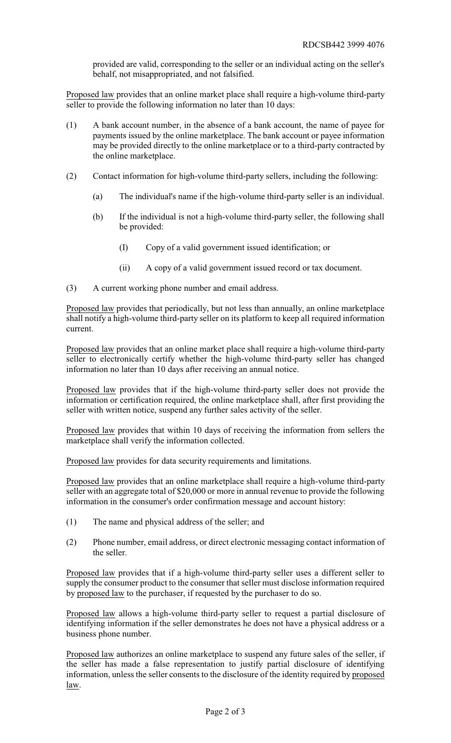provided are valid, corresponding to the seller or an individual acting on the seller's behalf, not misappropriated, and not falsified.

Proposed law provides that an online market place shall require a high-volume third-party seller to provide the following information no later than 10 days:

(1) A bank account number, in the absence of a bank account, the name of payee for payments issued by the online marketplace. The bank account or payee information may be provided directly to the online marketplace or to a third-party contracted by the online marketplace.

(2) Contact information for high-volume third-party sellers, including the following:

  (a) The individual's name if the high-volume third-party seller is an individual.

  (b) If the individual is not a high-volume third-party seller, the following shall be provided:

    (I) Copy of a valid government issued identification; or

    (ii) A copy of a valid government issued record or tax document.

(3) A current working phone number and email address.

Proposed law provides that periodically, but not less than annually, an online marketplace shall notify a high-volume third-party seller on its platform to keep all required information current.

Proposed law provides that an online market place shall require a high-volume third-party seller to electronically certify whether the high-volume third-party seller has changed information no later than 10 days after receiving an annual notice.

Proposed law provides that if the high-volume third-party seller does not provide the information or certification required, the online marketplace shall, after first providing the seller with written notice, suspend any further sales activity of the seller.

Proposed law provides that within 10 days of receiving the information from sellers the marketplace shall verify the information collected.

Proposed law provides for data security requirements and limitations.

Proposed law provides that an online marketplace shall require a high-volume third-party seller with an aggregate total of $20,000 or more in annual revenue to provide the following information in the consumer's order confirmation message and account history:

(1) The name and physical address of the seller; and

(2) Phone number, email address, or direct electronic messaging contact information of the seller.

Proposed law provides that if a high-volume third-party seller uses a different seller to supply the consumer product to the consumer that seller must disclose information required by proposed law to the purchaser, if requested by the purchaser to do so.

Proposed law allows a high-volume third-party seller to request a partial disclosure of identifying information if the seller demonstrates he does not have a physical address or a business phone number.

Proposed law authorizes an online marketplace to suspend any future sales of the seller, if the seller has made a false representation to justify partial disclosure of identifying information, unless the seller consents to the disclosure of the identity required by proposed law.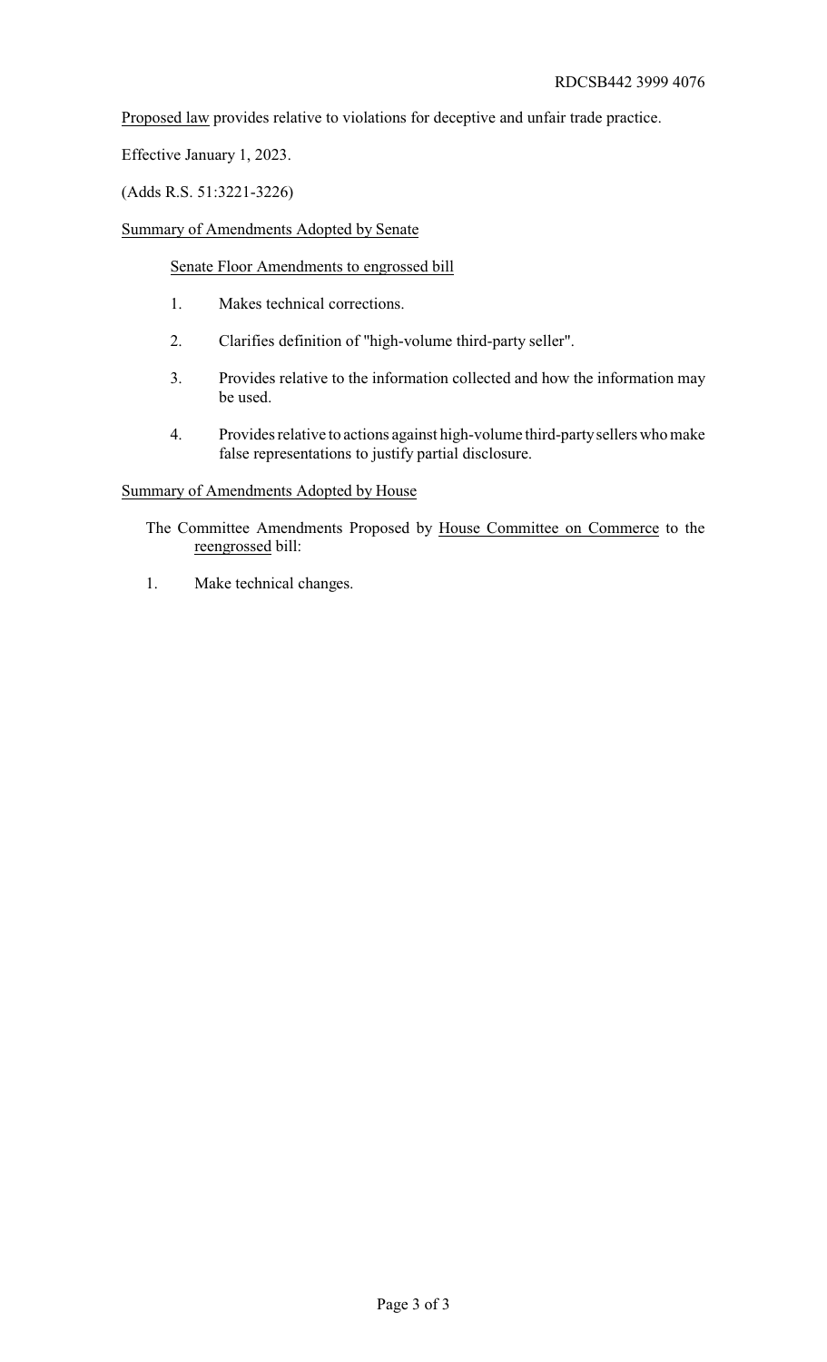RDCSB442 3999 4076

Proposed law provides relative to violations for deceptive and unfair trade practice.

Effective January 1, 2023.

(Adds R.S. 51:3221-3226)

Summary of Amendments Adopted by Senate

Senate Floor Amendments to engrossed bill

1. Makes technical corrections.
2. Clarifies definition of "high-volume third-party seller".
3. Provides relative to the information collected and how the information may be used.
4. Provides relative to actions against high-volume third-party sellers who make false representations to justify partial disclosure.

Summary of Amendments Adopted by House

The Committee Amendments Proposed by House Committee on Commerce to the reengrossed bill:

1. Make technical changes.